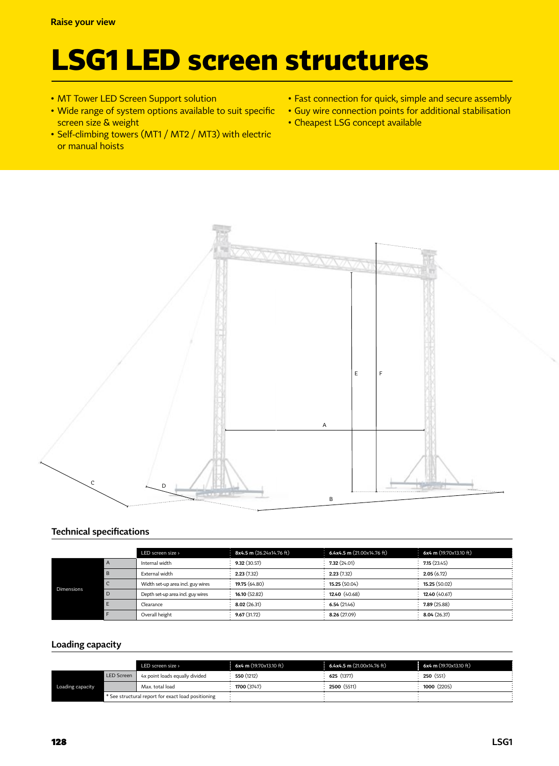Raise your view

# LSG1 LED screen structures

- MT Tower LED Screen Support solution
- Wide range of system options available to suit specific screen size & weight
- Self-climbing towers (MT1 / MT2 / MT3) with electric or manual hoists
- Fast connection for quick, simple and secure assembly
- Guy wire connection points for additional stabilisation
- Cheapest LSG concept available

## Technical specifications

| | | LED screen size › | 8x4.5 m (26.24x14.76 ft) | 6.4x4.5 m (21.00x14.76 ft) | 6x4 m (19.70x13.10 ft) |
|---|---|---|---|---|---|
| Dimensions | A | Internal width | **9.32** (30.57) | **7.32** (24.01) | **7.15** (23.45) |
| | B | External width | **2.23** (7.32) | **2.23** (7.32) | **2.05** (6.72) |
| | C | Width set-up area incl. guy wires | **19.75** (64.80) | **15.25** (50.04) | **15.25** (50.02) |
| | D | Depth set-up area incl. guy wires | **16.10** (52.82) | **12.40** (40.68) | **12.40** (40.67) |
| | E | Clearance | **8.02** (26.31) | **6.54** (21.46) | **7.89** (25.88) |
| | F | Overall height | **9.67** (31.72) | **8.26** (27.09) | **8.04** (26.37) |

## Loading capacity

| | | LED screen size › | 6x4 m (19.70x13.10 ft) | 6.4x4.5 m (21.00x14.76 ft) | 6x4 m (19.70x13.10 ft) |
|---|---|---|---|---|---|
| Loading capacity | LED Screen | 4x point loads equally divided | **550** (1212) | **625** (1377) | **250** (551) |
| | | Max. total load | **1700** (3747) | **2500** (5511) | **1000** (2205) |
| | * See structural report for exact load positioning | | | | |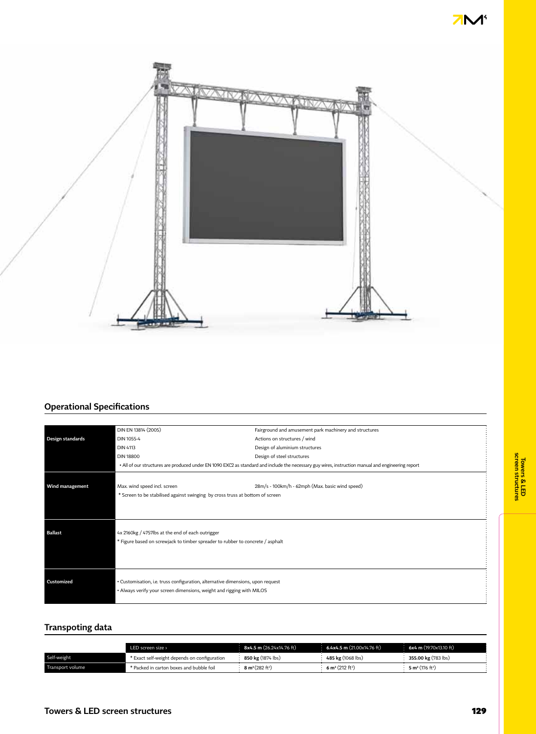## Operational Specifications

| | | |
|---|---|---|
| **Design standards** | DIN EN 13814 (2005) | Fairground and amusement park machinery and structures |
| | DIN 1055-4 | Actions on structures / wind |
| | DIN 4113 | Design of aluminium structures |
| | DIN 18800 | Design of steel structures |
| | • All of our structures are produced under EN 1090 EXC2 as standard and include the necessary guy wires, instruction manual and engineering report | |
| **Wind management** | Max. wind speed incl. screen | 28m/s - 100km/h - 62mph (Max. basic wind speed) |
| | * Screen to be stabilised against swinging by cross truss at bottom of screen | |
| **Ballast** | 4x 2160kg / 4757lbs at the end of each outrigger | |
| | * Figure based on screwjack to timber spreader to rubber to concrete / asphalt | |
| **Customized** | • Customisation, i.e. truss configuration, alternative dimensions, upon request | |
| | • Always verify your screen dimensions, weight and rigging with MILOS | |

## Transpoting data

| | LED screen size › | **8x4.5 m** (26.24x14.76 ft) | **6.4x4.5 m** (21.00x14.76 ft) | **6x4 m** (19.70x13.10 ft) |
|---|---|---|---|---|
| Self-weight | * Exact self-weight depends on configuration | **850 kg** (1874 lbs) | **485 kg** (1068 lbs) | **355.00 kg** (783 lbs) |
| Transport volume | * Packed in carton boxes and bubble foil | **8 m³** (282 ft³) | **6 m³** (212 ft³) | **5 m³** (176 ft³) |